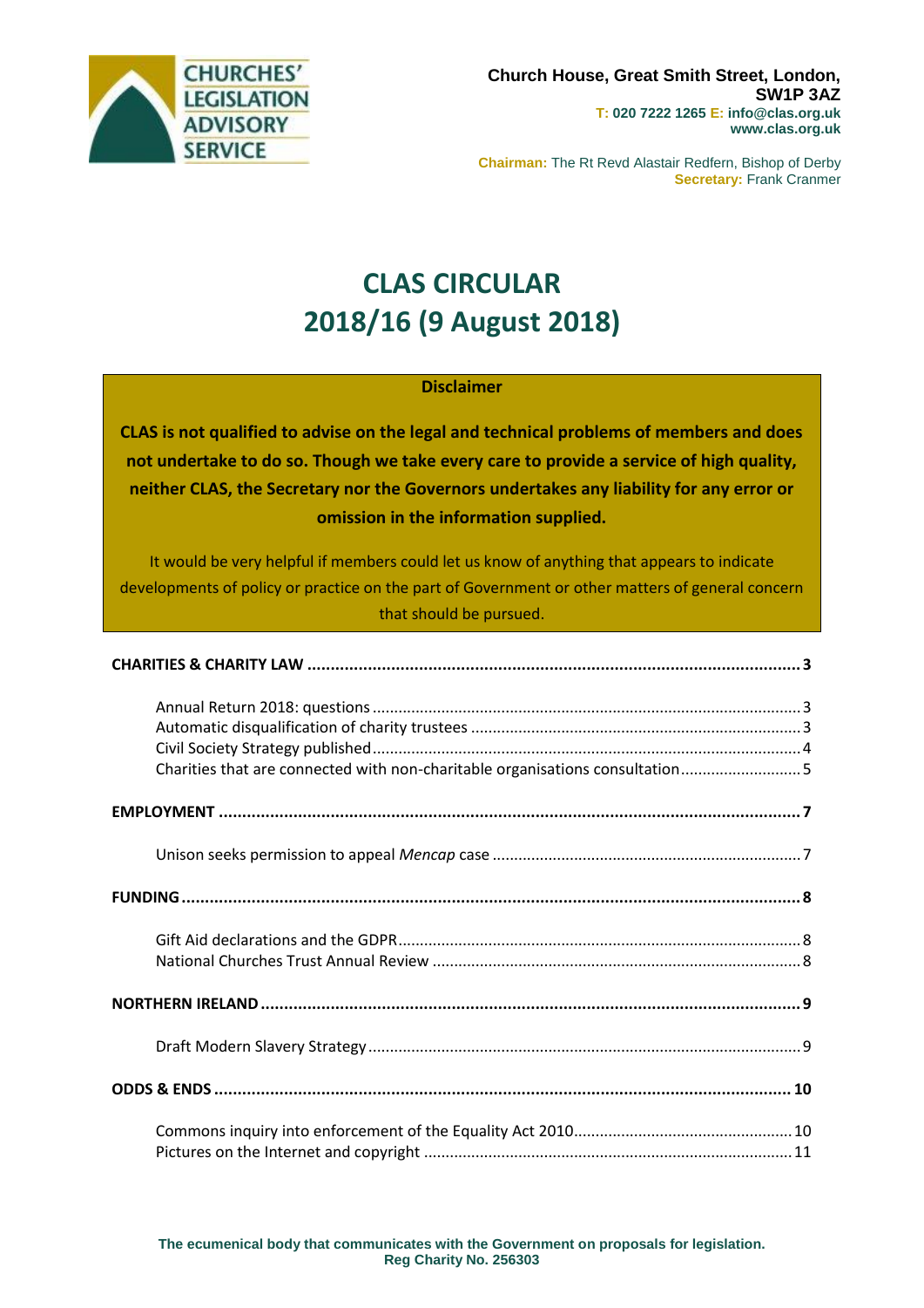CHURCHES' LEGISLATION ADVISORY SERVICE

**Church House, Great Smith Street, London, SW1P 3AZ**
**T: 020 7222 1265 E: info@clas.org.uk**
**www.clas.org.uk**

**Chairman:** The Rt Revd Alastair Redfern, Bishop of Derby
**Secretary:** Frank Cranmer

# CLAS CIRCULAR 2018/16 (9 August 2018)

**Disclaimer**

**CLAS is not qualified to advise on the legal and technical problems of members and does not undertake to do so. Though we take every care to provide a service of high quality, neither CLAS, the Secretary nor the Governors undertakes any liability for any error or omission in the information supplied.**

It would be very helpful if members could let us know of anything that appears to indicate developments of policy or practice on the part of Government or other matters of general concern that should be pursued.

**CHARITIES & CHARITY LAW** .......... **3**

- Annual Return 2018: questions .......... 3
- Automatic disqualification of charity trustees .......... 3
- Civil Society Strategy published .......... 4
- Charities that are connected with non-charitable organisations consultation .......... 5

**EMPLOYMENT** .......... **7**

- Unison seeks permission to appeal *Mencap* case .......... 7

**FUNDING** .......... **8**

- Gift Aid declarations and the GDPR .......... 8
- National Churches Trust Annual Review .......... 8

**NORTHERN IRELAND** .......... **9**

- Draft Modern Slavery Strategy .......... 9

**ODDS & ENDS** .......... **10**

- Commons inquiry into enforcement of the Equality Act 2010 .......... 10
- Pictures on the Internet and copyright .......... 11

**The ecumenical body that communicates with the Government on proposals for legislation.**
**Reg Charity No. 256303**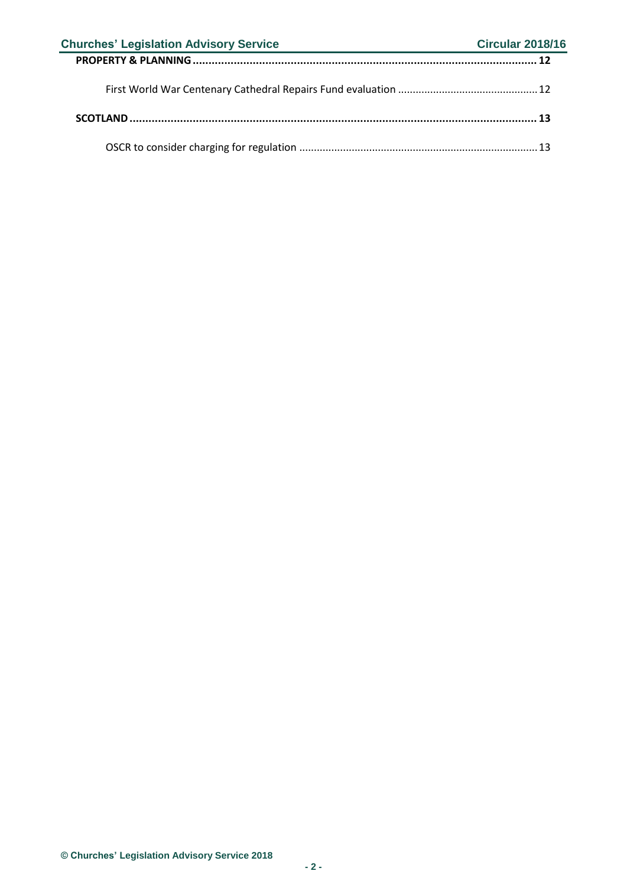**PROPERTY & PLANNING** .......................................................................................................... 12

First World War Centenary Cathedral Repairs Fund evaluation .............................................. 12

**SCOTLAND** .......................................................................................................................... 13

OSCR to consider charging for regulation ................................................................................ 13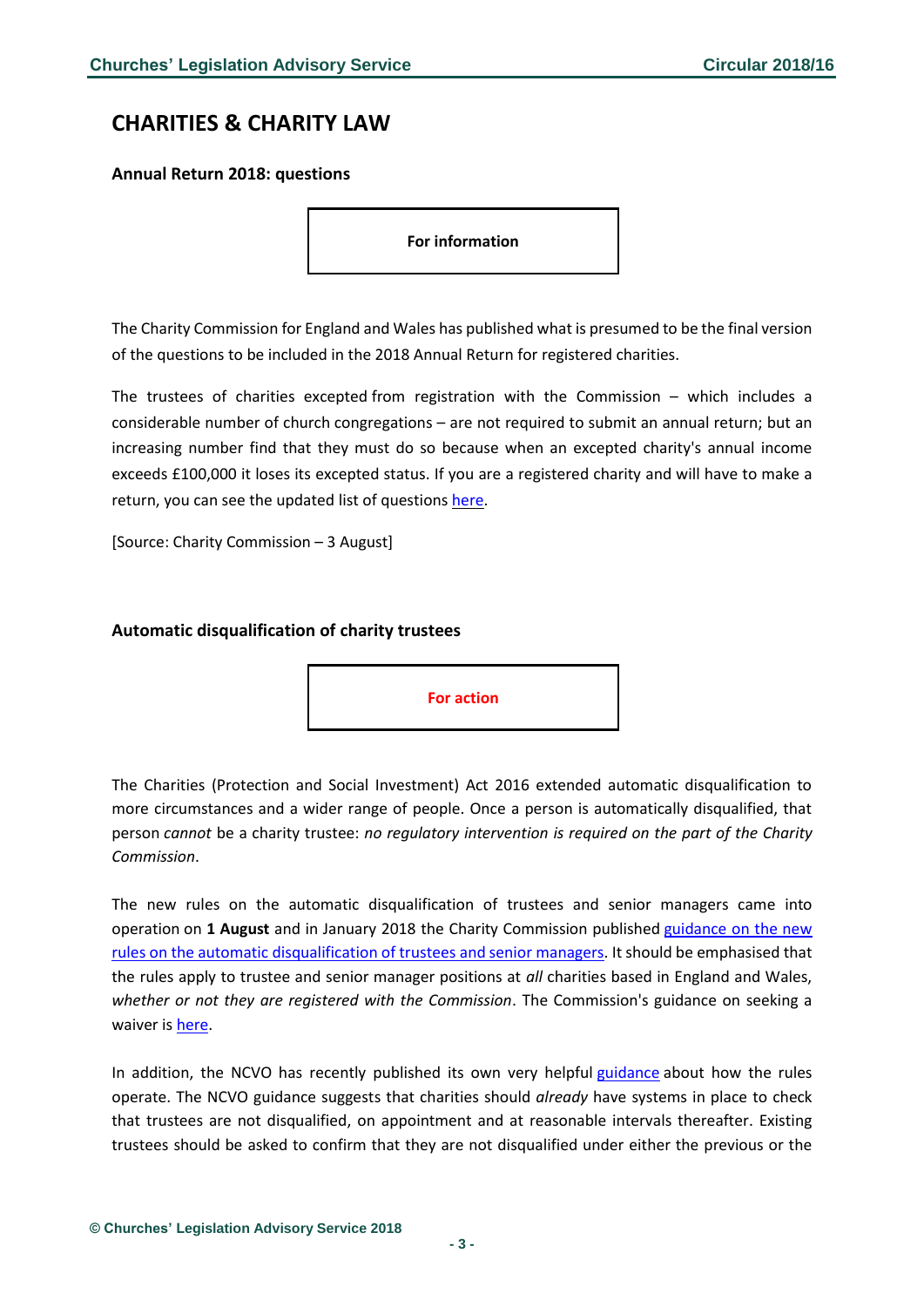# CHARITIES & CHARITY LAW

### Annual Return 2018: questions

**For information**

The Charity Commission for England and Wales has published what is presumed to be the final version of the questions to be included in the 2018 Annual Return for registered charities.

The trustees of charities excepted from registration with the Commission – which includes a considerable number of church congregations – are not required to submit an annual return; but an increasing number find that they must do so because when an excepted charity's annual income exceeds £100,000 it loses its excepted status. If you are a registered charity and will have to make a return, you can see the updated list of questions here.

[Source: Charity Commission – 3 August]

### Automatic disqualification of charity trustees

**For action**

The Charities (Protection and Social Investment) Act 2016 extended automatic disqualification to more circumstances and a wider range of people. Once a person is automatically disqualified, that person *cannot* be a charity trustee: *no regulatory intervention is required on the part of the Charity Commission*.

The new rules on the automatic disqualification of trustees and senior managers came into operation on **1 August** and in January 2018 the Charity Commission published guidance on the new rules on the automatic disqualification of trustees and senior managers. It should be emphasised that the rules apply to trustee and senior manager positions at *all* charities based in England and Wales, *whether or not they are registered with the Commission*. The Commission's guidance on seeking a waiver is here.

In addition, the NCVO has recently published its own very helpful guidance about how the rules operate. The NCVO guidance suggests that charities should *already* have systems in place to check that trustees are not disqualified, on appointment and at reasonable intervals thereafter. Existing trustees should be asked to confirm that they are not disqualified under either the previous or the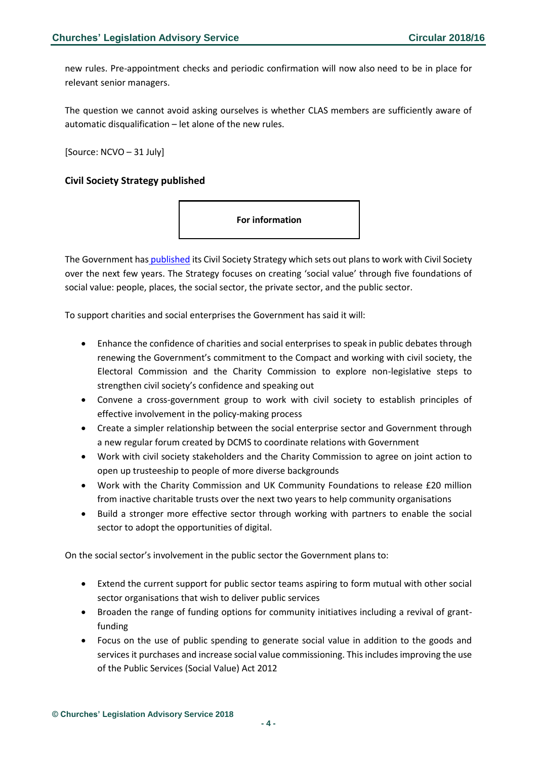new rules. Pre-appointment checks and periodic confirmation will now also need to be in place for relevant senior managers.

The question we cannot avoid asking ourselves is whether CLAS members are sufficiently aware of automatic disqualification – let alone of the new rules.

[Source: NCVO – 31 July]

### Civil Society Strategy published

**For information**

The Government has published its Civil Society Strategy which sets out plans to work with Civil Society over the next few years. The Strategy focuses on creating 'social value' through five foundations of social value: people, places, the social sector, the private sector, and the public sector.

To support charities and social enterprises the Government has said it will:

- Enhance the confidence of charities and social enterprises to speak in public debates through renewing the Government's commitment to the Compact and working with civil society, the Electoral Commission and the Charity Commission to explore non-legislative steps to strengthen civil society's confidence and speaking out
- Convene a cross-government group to work with civil society to establish principles of effective involvement in the policy-making process
- Create a simpler relationship between the social enterprise sector and Government through a new regular forum created by DCMS to coordinate relations with Government
- Work with civil society stakeholders and the Charity Commission to agree on joint action to open up trusteeship to people of more diverse backgrounds
- Work with the Charity Commission and UK Community Foundations to release £20 million from inactive charitable trusts over the next two years to help community organisations
- Build a stronger more effective sector through working with partners to enable the social sector to adopt the opportunities of digital.

On the social sector's involvement in the public sector the Government plans to:

- Extend the current support for public sector teams aspiring to form mutual with other social sector organisations that wish to deliver public services
- Broaden the range of funding options for community initiatives including a revival of grant-funding
- Focus on the use of public spending to generate social value in addition to the goods and services it purchases and increase social value commissioning. This includes improving the use of the Public Services (Social Value) Act 2012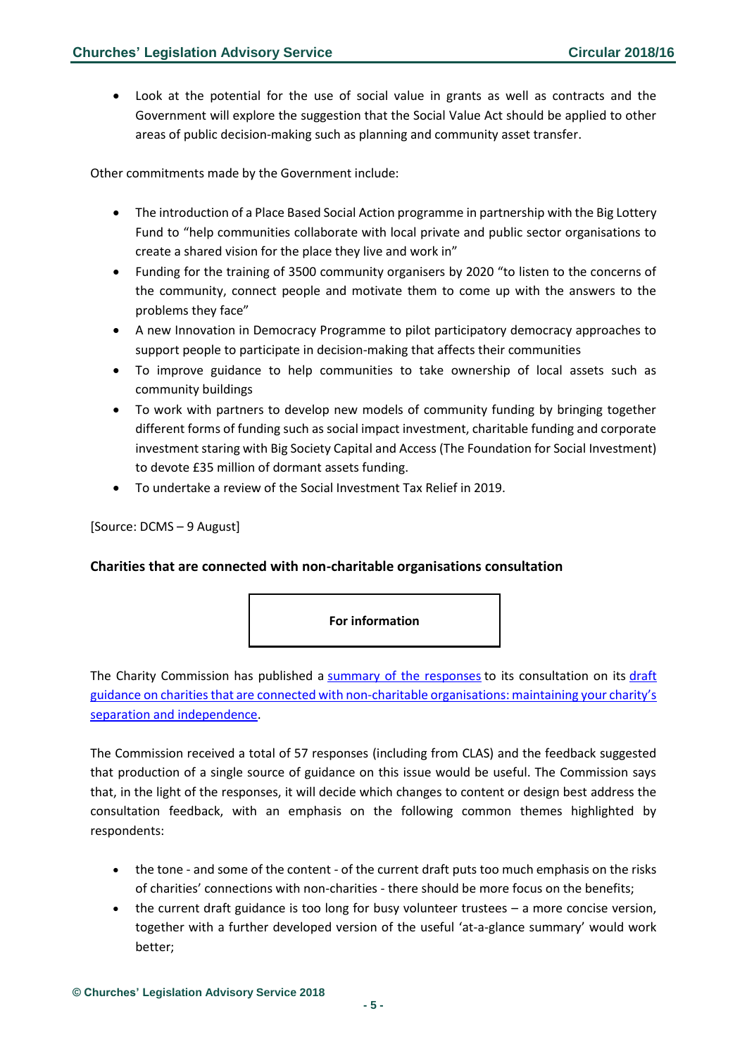- Look at the potential for the use of social value in grants as well as contracts and the Government will explore the suggestion that the Social Value Act should be applied to other areas of public decision-making such as planning and community asset transfer.

Other commitments made by the Government include:

- The introduction of a Place Based Social Action programme in partnership with the Big Lottery Fund to "help communities collaborate with local private and public sector organisations to create a shared vision for the place they live and work in"
- Funding for the training of 3500 community organisers by 2020 "to listen to the concerns of the community, connect people and motivate them to come up with the answers to the problems they face"
- A new Innovation in Democracy Programme to pilot participatory democracy approaches to support people to participate in decision-making that affects their communities
- To improve guidance to help communities to take ownership of local assets such as community buildings
- To work with partners to develop new models of community funding by bringing together different forms of funding such as social impact investment, charitable funding and corporate investment staring with Big Society Capital and Access (The Foundation for Social Investment) to devote £35 million of dormant assets funding.
- To undertake a review of the Social Investment Tax Relief in 2019.

[Source: DCMS – 9 August]

**Charities that are connected with non-charitable organisations consultation**

**For information**

The Charity Commission has published a summary of the responses to its consultation on its draft guidance on charities that are connected with non-charitable organisations: maintaining your charity's separation and independence.

The Commission received a total of 57 responses (including from CLAS) and the feedback suggested that production of a single source of guidance on this issue would be useful. The Commission says that, in the light of the responses, it will decide which changes to content or design best address the consultation feedback, with an emphasis on the following common themes highlighted by respondents:

- the tone - and some of the content - of the current draft puts too much emphasis on the risks of charities' connections with non-charities - there should be more focus on the benefits;
- the current draft guidance is too long for busy volunteer trustees – a more concise version, together with a further developed version of the useful 'at-a-glance summary' would work better;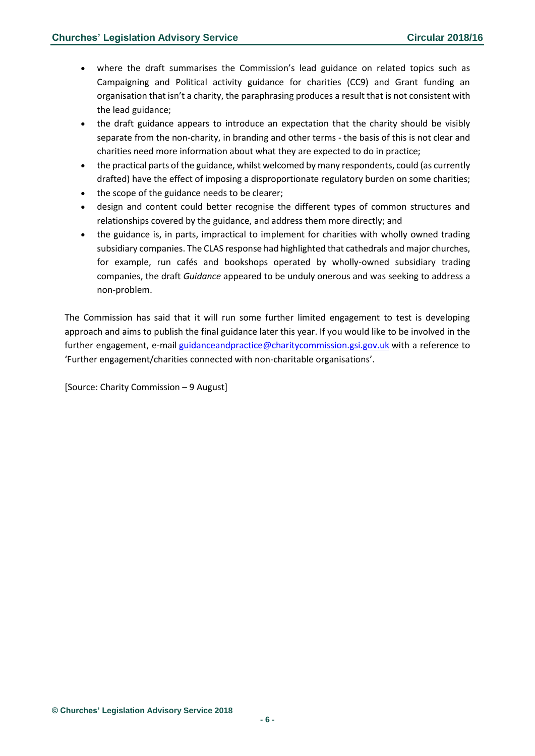- where the draft summarises the Commission's lead guidance on related topics such as Campaigning and Political activity guidance for charities (CC9) and Grant funding an organisation that isn't a charity, the paraphrasing produces a result that is not consistent with the lead guidance;
- the draft guidance appears to introduce an expectation that the charity should be visibly separate from the non-charity, in branding and other terms - the basis of this is not clear and charities need more information about what they are expected to do in practice;
- the practical parts of the guidance, whilst welcomed by many respondents, could (as currently drafted) have the effect of imposing a disproportionate regulatory burden on some charities;
- the scope of the guidance needs to be clearer;
- design and content could better recognise the different types of common structures and relationships covered by the guidance, and address them more directly; and
- the guidance is, in parts, impractical to implement for charities with wholly owned trading subsidiary companies. The CLAS response had highlighted that cathedrals and major churches, for example, run cafés and bookshops operated by wholly-owned subsidiary trading companies, the draft *Guidance* appeared to be unduly onerous and was seeking to address a non-problem.

The Commission has said that it will run some further limited engagement to test is developing approach and aims to publish the final guidance later this year. If you would like to be involved in the further engagement, e-mail guidanceandpractice@charitycommission.gsi.gov.uk with a reference to 'Further engagement/charities connected with non-charitable organisations'.

[Source: Charity Commission – 9 August]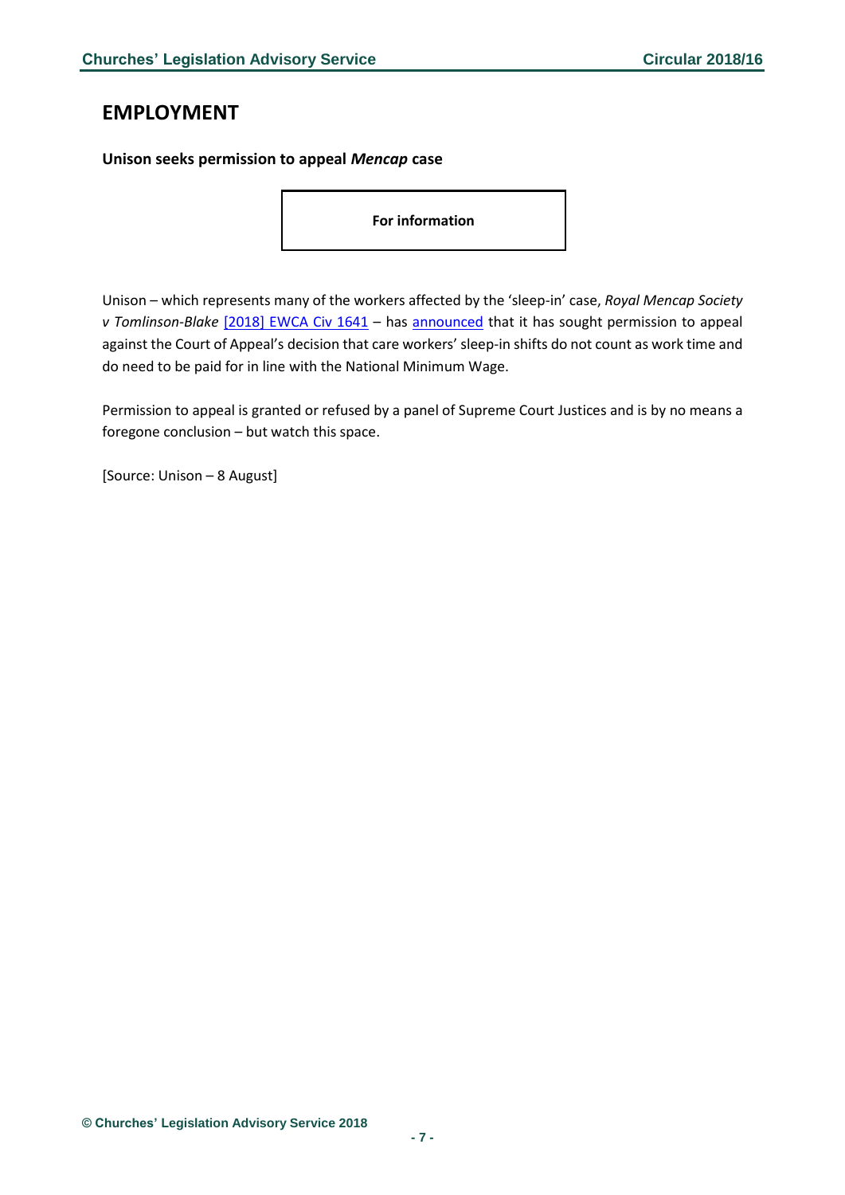# EMPLOYMENT

**Unison seeks permission to appeal *Mencap* case**

**For information**

Unison – which represents many of the workers affected by the 'sleep-in' case, *Royal Mencap Society v Tomlinson-Blake* [2018] EWCA Civ 1641 – has announced that it has sought permission to appeal against the Court of Appeal's decision that care workers' sleep-in shifts do not count as work time and do need to be paid for in line with the National Minimum Wage.

Permission to appeal is granted or refused by a panel of Supreme Court Justices and is by no means a foregone conclusion – but watch this space.

[Source: Unison – 8 August]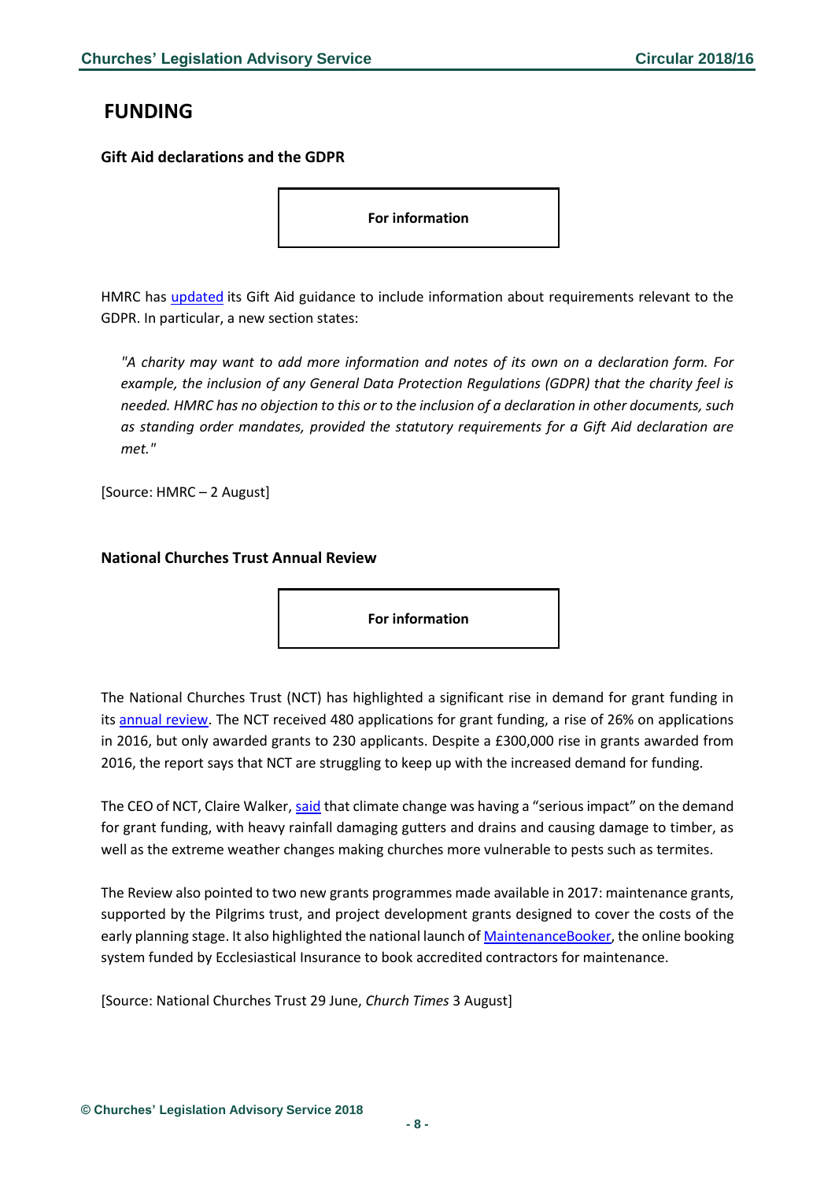# FUNDING

### Gift Aid declarations and the GDPR

**For information**

HMRC has updated its Gift Aid guidance to include information about requirements relevant to the GDPR. In particular, a new section states:

> *"A charity may want to add more information and notes of its own on a declaration form. For example, the inclusion of any General Data Protection Regulations (GDPR) that the charity feel is needed. HMRC has no objection to this or to the inclusion of a declaration in other documents, such as standing order mandates, provided the statutory requirements for a Gift Aid declaration are met."*

[Source: HMRC – 2 August]

### National Churches Trust Annual Review

**For information**

The National Churches Trust (NCT) has highlighted a significant rise in demand for grant funding in its annual review. The NCT received 480 applications for grant funding, a rise of 26% on applications in 2016, but only awarded grants to 230 applicants. Despite a £300,000 rise in grants awarded from 2016, the report says that NCT are struggling to keep up with the increased demand for funding.

The CEO of NCT, Claire Walker, said that climate change was having a "serious impact" on the demand for grant funding, with heavy rainfall damaging gutters and drains and causing damage to timber, as well as the extreme weather changes making churches more vulnerable to pests such as termites.

The Review also pointed to two new grants programmes made available in 2017: maintenance grants, supported by the Pilgrims trust, and project development grants designed to cover the costs of the early planning stage. It also highlighted the national launch of MaintenanceBooker, the online booking system funded by Ecclesiastical Insurance to book accredited contractors for maintenance.

[Source: National Churches Trust 29 June, *Church Times* 3 August]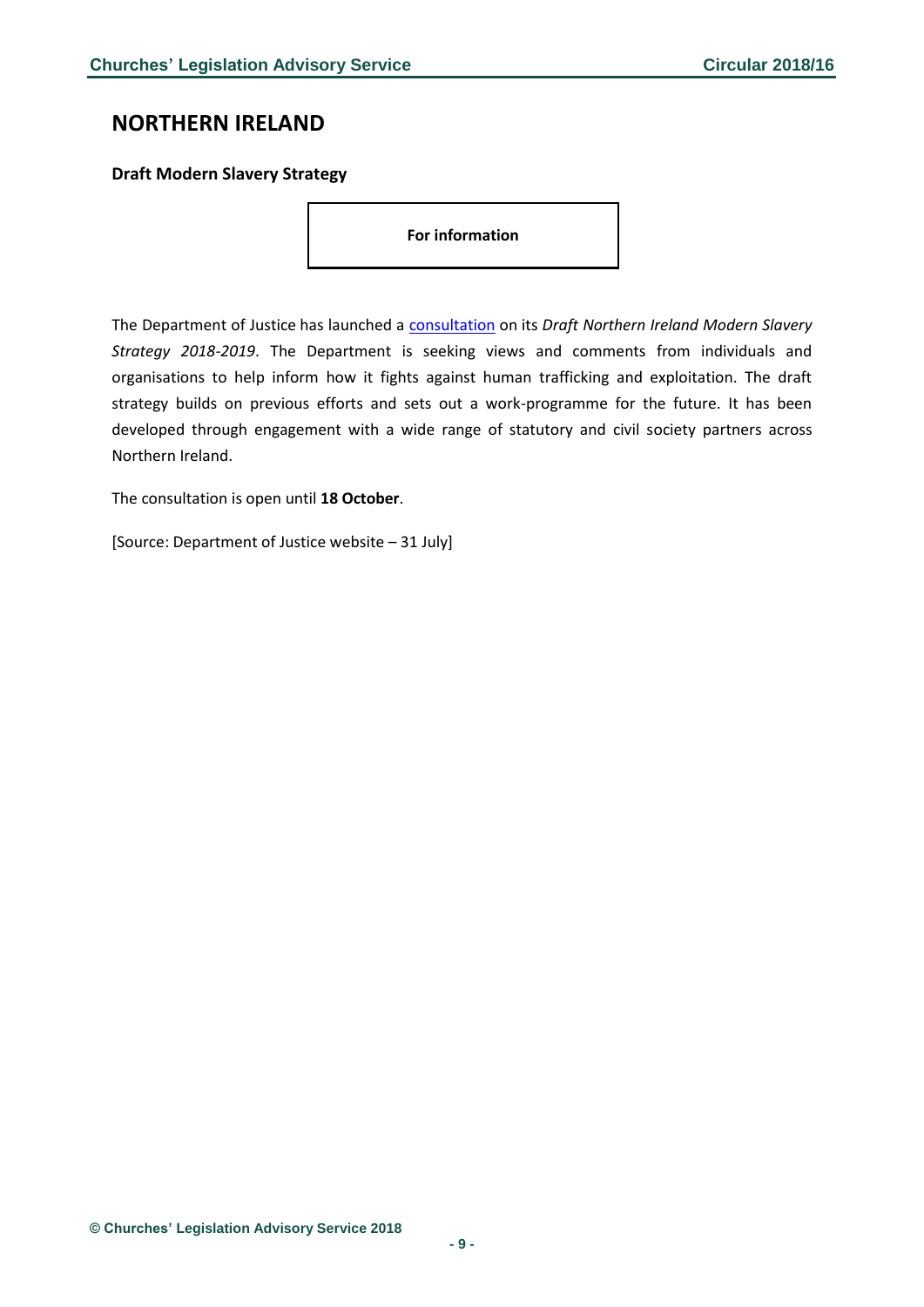## NORTHERN IRELAND

### Draft Modern Slavery Strategy

**For information**

The Department of Justice has launched a consultation on its *Draft Northern Ireland Modern Slavery Strategy 2018-2019*. The Department is seeking views and comments from individuals and organisations to help inform how it fights against human trafficking and exploitation. The draft strategy builds on previous efforts and sets out a work-programme for the future. It has been developed through engagement with a wide range of statutory and civil society partners across Northern Ireland.

The consultation is open until **18 October**.

[Source: Department of Justice website – 31 July]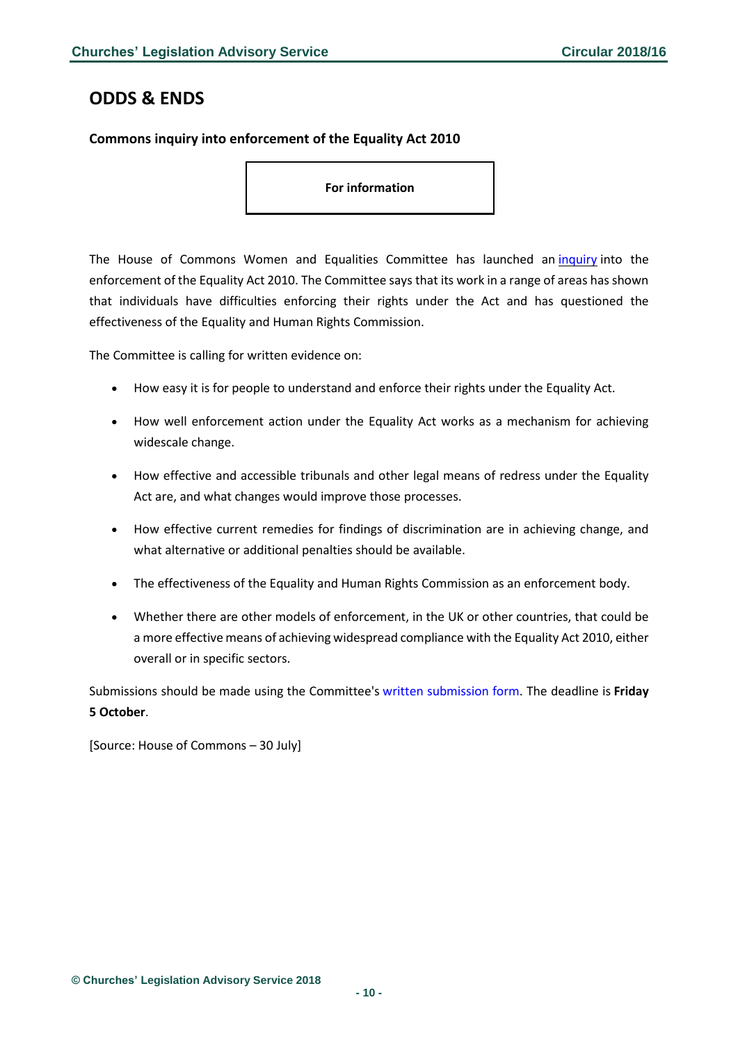# ODDS & ENDS

### Commons inquiry into enforcement of the Equality Act 2010

**For information**

The House of Commons Women and Equalities Committee has launched an inquiry into the enforcement of the Equality Act 2010. The Committee says that its work in a range of areas has shown that individuals have difficulties enforcing their rights under the Act and has questioned the effectiveness of the Equality and Human Rights Commission.

The Committee is calling for written evidence on:

- How easy it is for people to understand and enforce their rights under the Equality Act.
- How well enforcement action under the Equality Act works as a mechanism for achieving widescale change.
- How effective and accessible tribunals and other legal means of redress under the Equality Act are, and what changes would improve those processes.
- How effective current remedies for findings of discrimination are in achieving change, and what alternative or additional penalties should be available.
- The effectiveness of the Equality and Human Rights Commission as an enforcement body.
- Whether there are other models of enforcement, in the UK or other countries, that could be a more effective means of achieving widespread compliance with the Equality Act 2010, either overall or in specific sectors.

Submissions should be made using the Committee's written submission form. The deadline is **Friday 5 October**.

[Source: House of Commons – 30 July]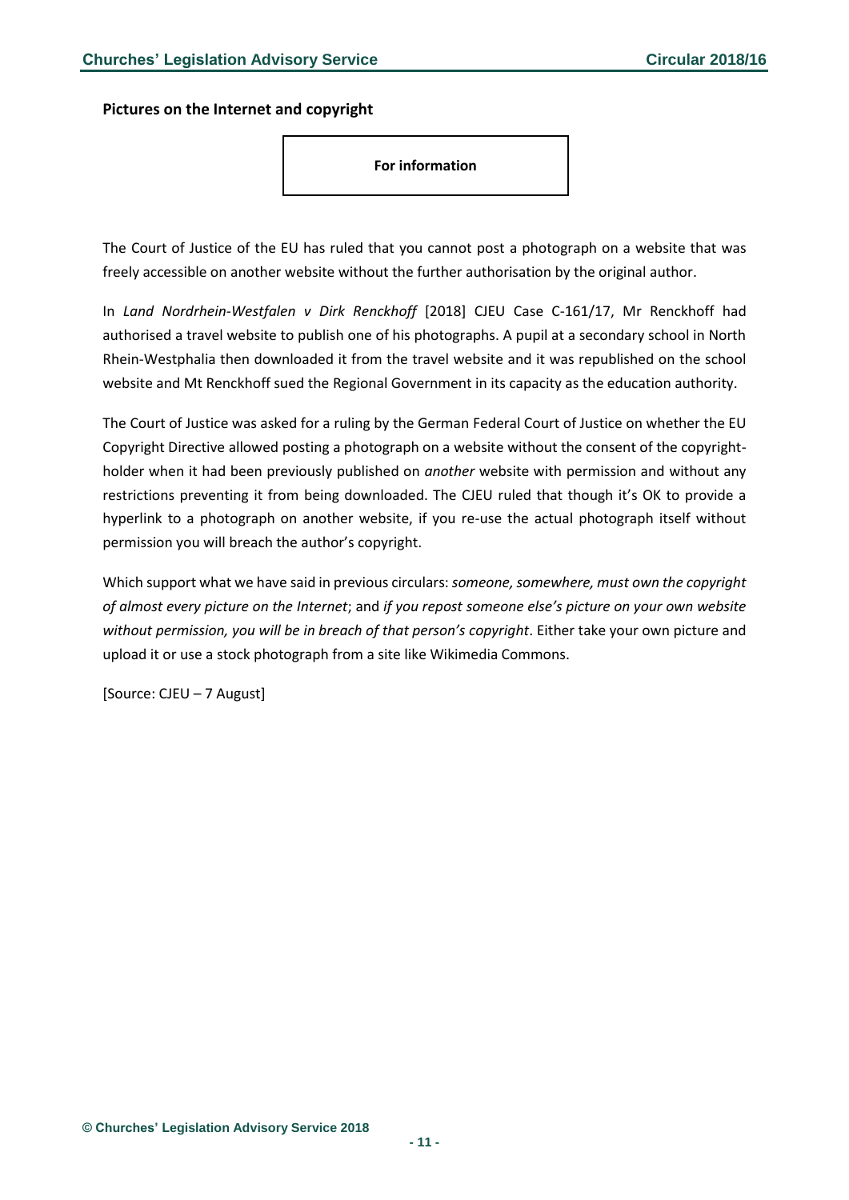## Pictures on the Internet and copyright

**For information**

The Court of Justice of the EU has ruled that you cannot post a photograph on a website that was freely accessible on another website without the further authorisation by the original author.

In *Land Nordrhein-Westfalen v Dirk Renckhoff* [2018] CJEU Case C-161/17, Mr Renckhoff had authorised a travel website to publish one of his photographs. A pupil at a secondary school in North Rhein-Westphalia then downloaded it from the travel website and it was republished on the school website and Mt Renckhoff sued the Regional Government in its capacity as the education authority.

The Court of Justice was asked for a ruling by the German Federal Court of Justice on whether the EU Copyright Directive allowed posting a photograph on a website without the consent of the copyright-holder when it had been previously published on *another* website with permission and without any restrictions preventing it from being downloaded. The CJEU ruled that though it's OK to provide a hyperlink to a photograph on another website, if you re-use the actual photograph itself without permission you will breach the author's copyright.

Which support what we have said in previous circulars: *someone, somewhere, must own the copyright of almost every picture on the Internet*; and *if you repost someone else's picture on your own website without permission, you will be in breach of that person's copyright*. Either take your own picture and upload it or use a stock photograph from a site like Wikimedia Commons.

[Source: CJEU – 7 August]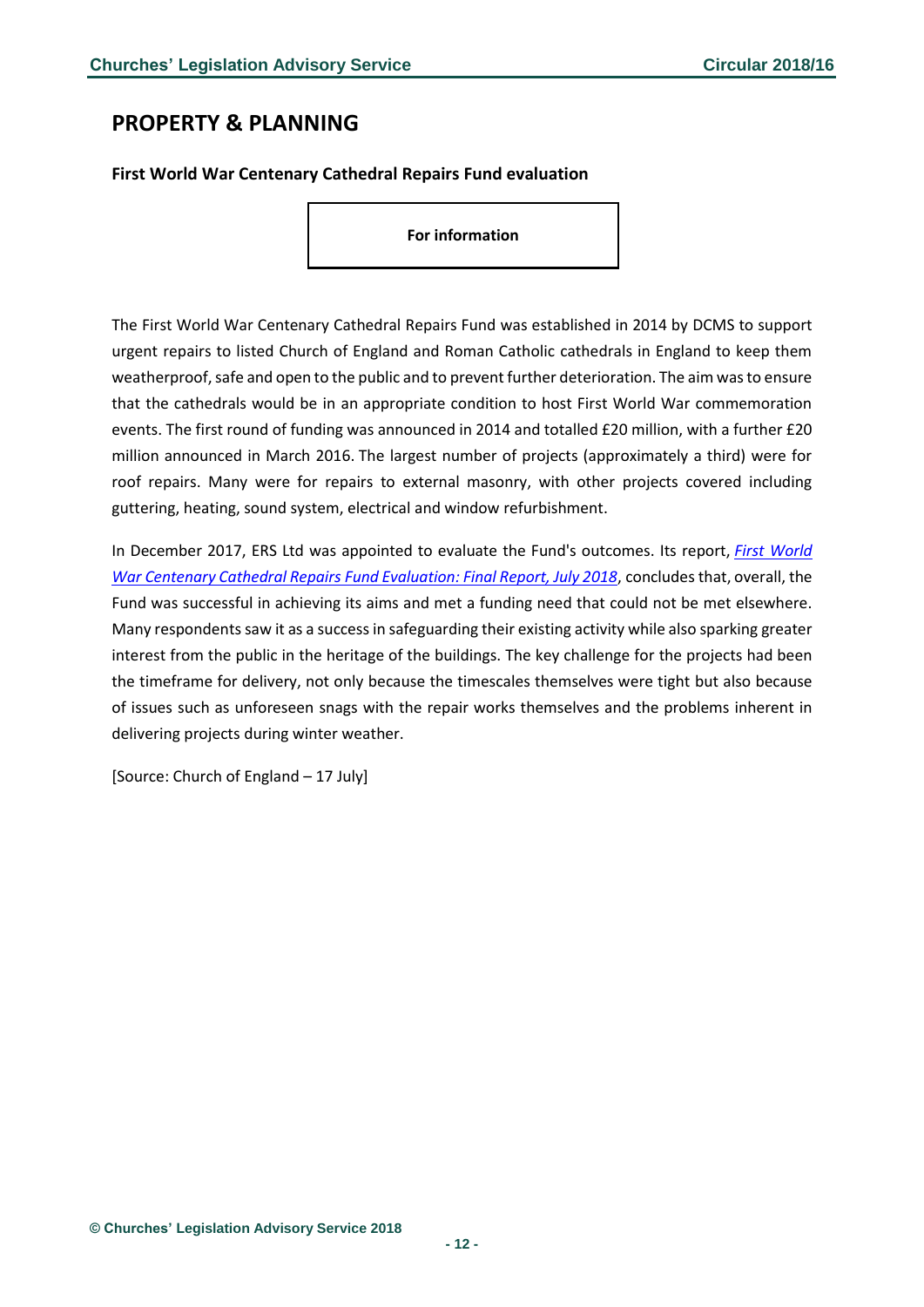# PROPERTY & PLANNING

### First World War Centenary Cathedral Repairs Fund evaluation

**For information**

The First World War Centenary Cathedral Repairs Fund was established in 2014 by DCMS to support urgent repairs to listed Church of England and Roman Catholic cathedrals in England to keep them weatherproof, safe and open to the public and to prevent further deterioration. The aim was to ensure that the cathedrals would be in an appropriate condition to host First World War commemoration events. The first round of funding was announced in 2014 and totalled £20 million, with a further £20 million announced in March 2016. The largest number of projects (approximately a third) were for roof repairs. Many were for repairs to external masonry, with other projects covered including guttering, heating, sound system, electrical and window refurbishment.

In December 2017, ERS Ltd was appointed to evaluate the Fund's outcomes. Its report, *First World War Centenary Cathedral Repairs Fund Evaluation: Final Report, July 2018*, concludes that, overall, the Fund was successful in achieving its aims and met a funding need that could not be met elsewhere. Many respondents saw it as a success in safeguarding their existing activity while also sparking greater interest from the public in the heritage of the buildings. The key challenge for the projects had been the timeframe for delivery, not only because the timescales themselves were tight but also because of issues such as unforeseen snags with the repair works themselves and the problems inherent in delivering projects during winter weather.

[Source: Church of England – 17 July]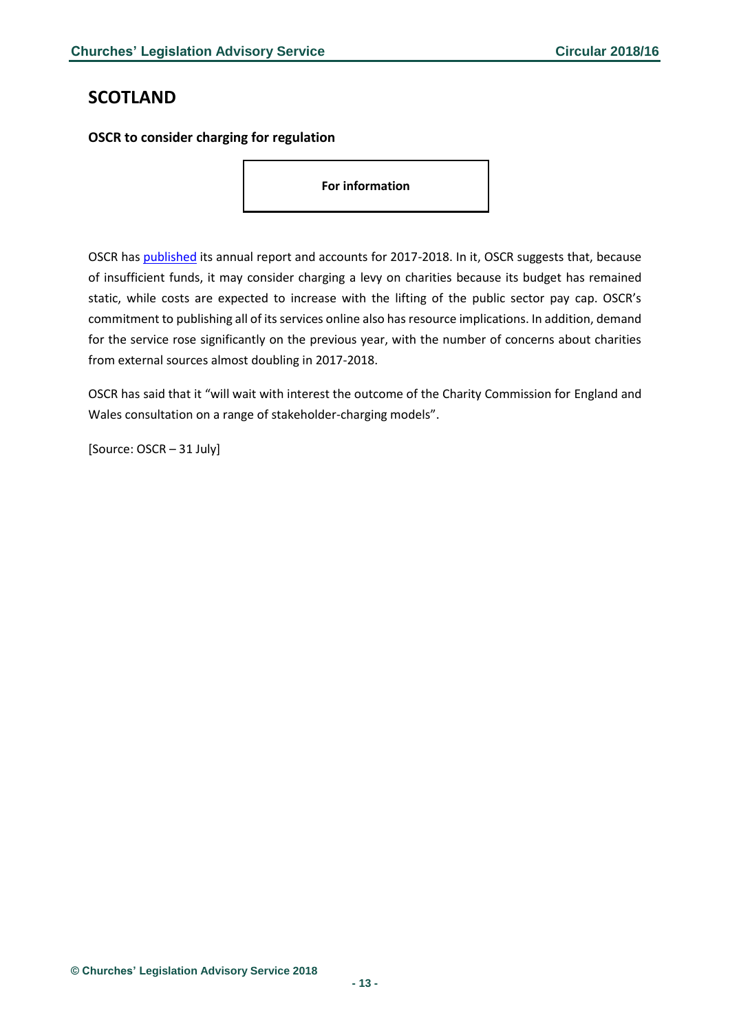# SCOTLAND

**OSCR to consider charging for regulation**

**For information**

OSCR has published its annual report and accounts for 2017-2018. In it, OSCR suggests that, because of insufficient funds, it may consider charging a levy on charities because its budget has remained static, while costs are expected to increase with the lifting of the public sector pay cap. OSCR's commitment to publishing all of its services online also has resource implications. In addition, demand for the service rose significantly on the previous year, with the number of concerns about charities from external sources almost doubling in 2017-2018.

OSCR has said that it "will wait with interest the outcome of the Charity Commission for England and Wales consultation on a range of stakeholder-charging models".

[Source: OSCR – 31 July]